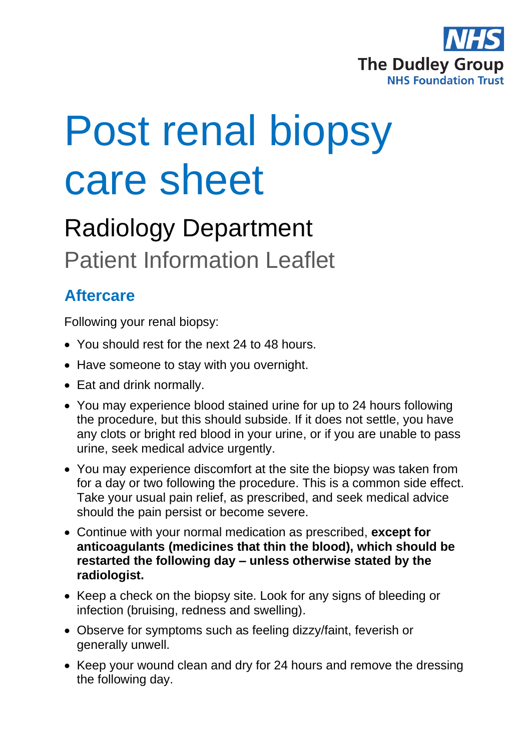NHS
The Dudley Group
NHS Foundation Trust

# Post renal biopsy care sheet

## Radiology Department

Patient Information Leaflet

### Aftercare

Following your renal biopsy:

- You should rest for the next 24 to 48 hours.
- Have someone to stay with you overnight.
- Eat and drink normally.
- You may experience blood stained urine for up to 24 hours following the procedure, but this should subside. If it does not settle, you have any clots or bright red blood in your urine, or if you are unable to pass urine, seek medical advice urgently.
- You may experience discomfort at the site the biopsy was taken from for a day or two following the procedure. This is a common side effect. Take your usual pain relief, as prescribed, and seek medical advice should the pain persist or become severe.
- Continue with your normal medication as prescribed, **except for anticoagulants (medicines that thin the blood), which should be restarted the following day – unless otherwise stated by the radiologist.**
- Keep a check on the biopsy site. Look for any signs of bleeding or infection (bruising, redness and swelling).
- Observe for symptoms such as feeling dizzy/faint, feverish or generally unwell.
- Keep your wound clean and dry for 24 hours and remove the dressing the following day.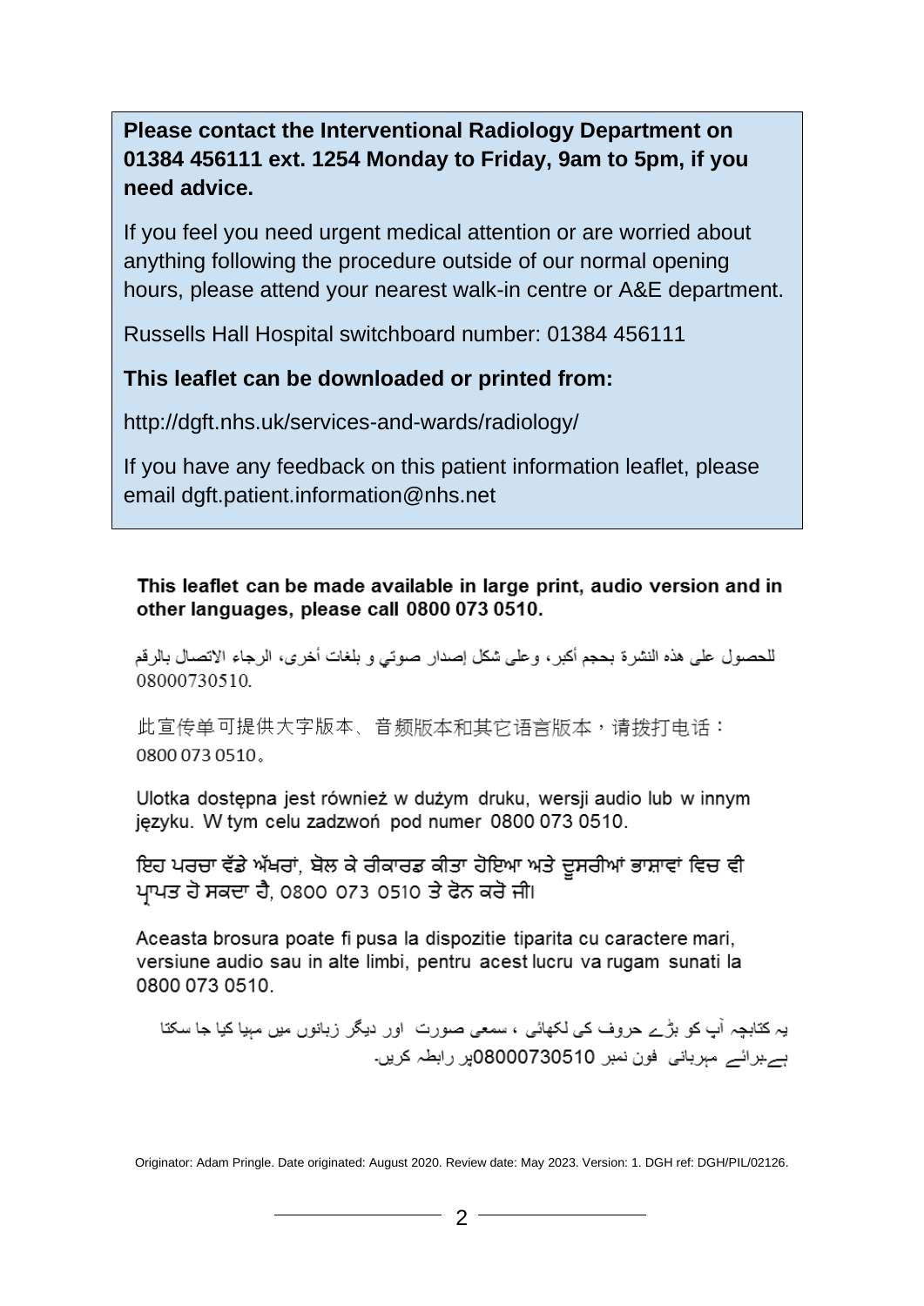**Please contact the Interventional Radiology Department on 01384 456111 ext. 1254 Monday to Friday, 9am to 5pm, if you need advice.**

If you feel you need urgent medical attention or are worried about anything following the procedure outside of our normal opening hours, please attend your nearest walk-in centre or A&E department.

Russells Hall Hospital switchboard number: 01384 456111

**This leaflet can be downloaded or printed from:**

http://dgft.nhs.uk/services-and-wards/radiology/

If you have any feedback on this patient information leaflet, please email dgft.patient.information@nhs.net

**This leaflet can be made available in large print, audio version and in other languages, please call 0800 073 0510.**

للحصول على هذه النشرة بحجم أكبر، وعلى شكل إصدار صوتي و بلغات أخرى، الرجاء الاتصال بالرقم 08000730510.

此宣传单可提供大字版本、音频版本和其它语言版本，请拨打电话：0800 073 0510。

Ulotka dostępna jest również w dużym druku, wersji audio lub w innym języku. W tym celu zadzwoń pod numer 0800 073 0510.

ਇਹ ਪਰਚਾ ਵੱਡੇ ਅੱਖਰਾਂ, ਬੋਲ ਕੇ ਰੀਕਾਰਡ ਕੀਤਾ ਹੋਇਆ ਅਤੇ ਦੂਸਰੀਆਂ ਭਾਸ਼ਾਵਾਂ ਵਿਚ ਵੀ ਪ੍ਰਾਪਤ ਹੋ ਸਕਦਾ ਹੈ, 0800 073 0510 ਤੇ ਫੋਨ ਕਰੋ ਜੀ।

Aceasta brosura poate fi pusa la dispozitie tiparita cu caractere mari, versiune audio sau in alte limbi, pentru acest lucru va rugam sunati la 0800 073 0510.

یہ کتابچہ آپ کو بڑے حروف کی لکھائی ، سمعی صورت اور دیگر زبانوں میں مہیا کیا جا سکتا ہے۔برائے مہربانی فون نمبر 08000730510پر رابطہ کریں۔

Originator: Adam Pringle. Date originated: August 2020. Review date: May 2023. Version: 1. DGH ref: DGH/PIL/02126.